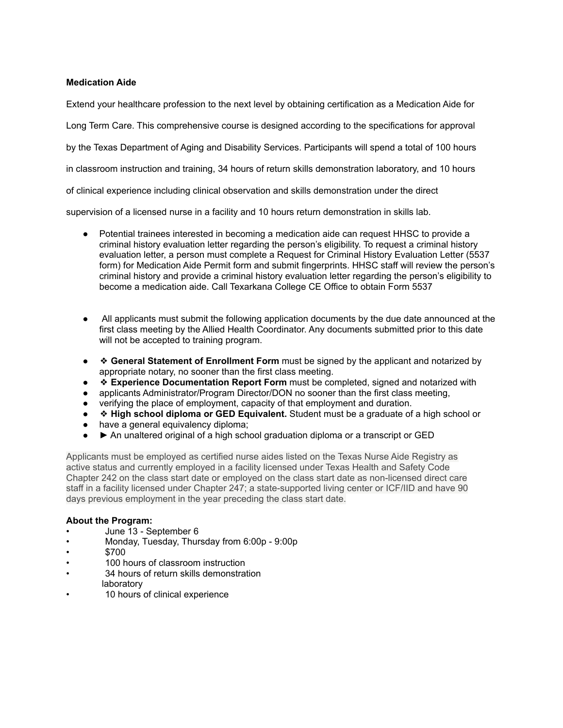**Medication Aide**

Extend your healthcare profession to the next level by obtaining certification as a Medication Aide for Long Term Care. This comprehensive course is designed according to the specifications for approval by the Texas Department of Aging and Disability Services. Participants will spend a total of 100 hours in classroom instruction and training, 34 hours of return skills demonstration laboratory, and 10 hours of clinical experience including clinical observation and skills demonstration under the direct supervision of a licensed nurse in a facility and 10 hours return demonstration in skills lab.

- Potential trainees interested in becoming a medication aide can request HHSC to provide a criminal history evaluation letter regarding the person's eligibility. To request a criminal history evaluation letter, a person must complete a Request for Criminal History Evaluation Letter (5537 form) for Medication Aide Permit form and submit fingerprints. HHSC staff will review the person's criminal history and provide a criminal history evaluation letter regarding the person's eligibility to become a medication aide. Call Texarkana College CE Office to obtain Form 5537

- All applicants must submit the following application documents by the due date announced at the first class meeting by the Allied Health Coordinator. Any documents submitted prior to this date will not be accepted to training program.

- ❖ **General Statement of Enrollment Form** must be signed by the applicant and notarized by appropriate notary, no sooner than the first class meeting.
- ❖ **Experience Documentation Report Form** must be completed, signed and notarized with
- applicants Administrator/Program Director/DON no sooner than the first class meeting,
- verifying the place of employment, capacity of that employment and duration.
- ❖ **High school diploma or GED Equivalent.** Student must be a graduate of a high school or
- have a general equivalency diploma;
- ► An unaltered original of a high school graduation diploma or a transcript or GED

Applicants must be employed as certified nurse aides listed on the Texas Nurse Aide Registry as active status and currently employed in a facility licensed under Texas Health and Safety Code Chapter 242 on the class start date or employed on the class start date as non-licensed direct care staff in a facility licensed under Chapter 247; a state-supported living center or ICF/IID and have 90 days previous employment in the year preceding the class start date.

**About the Program:**

- June 13 - September 6
- Monday, Tuesday, Thursday from 6:00p - 9:00p
- $700
- 100 hours of classroom instruction
- 34 hours of return skills demonstration laboratory
- 10 hours of clinical experience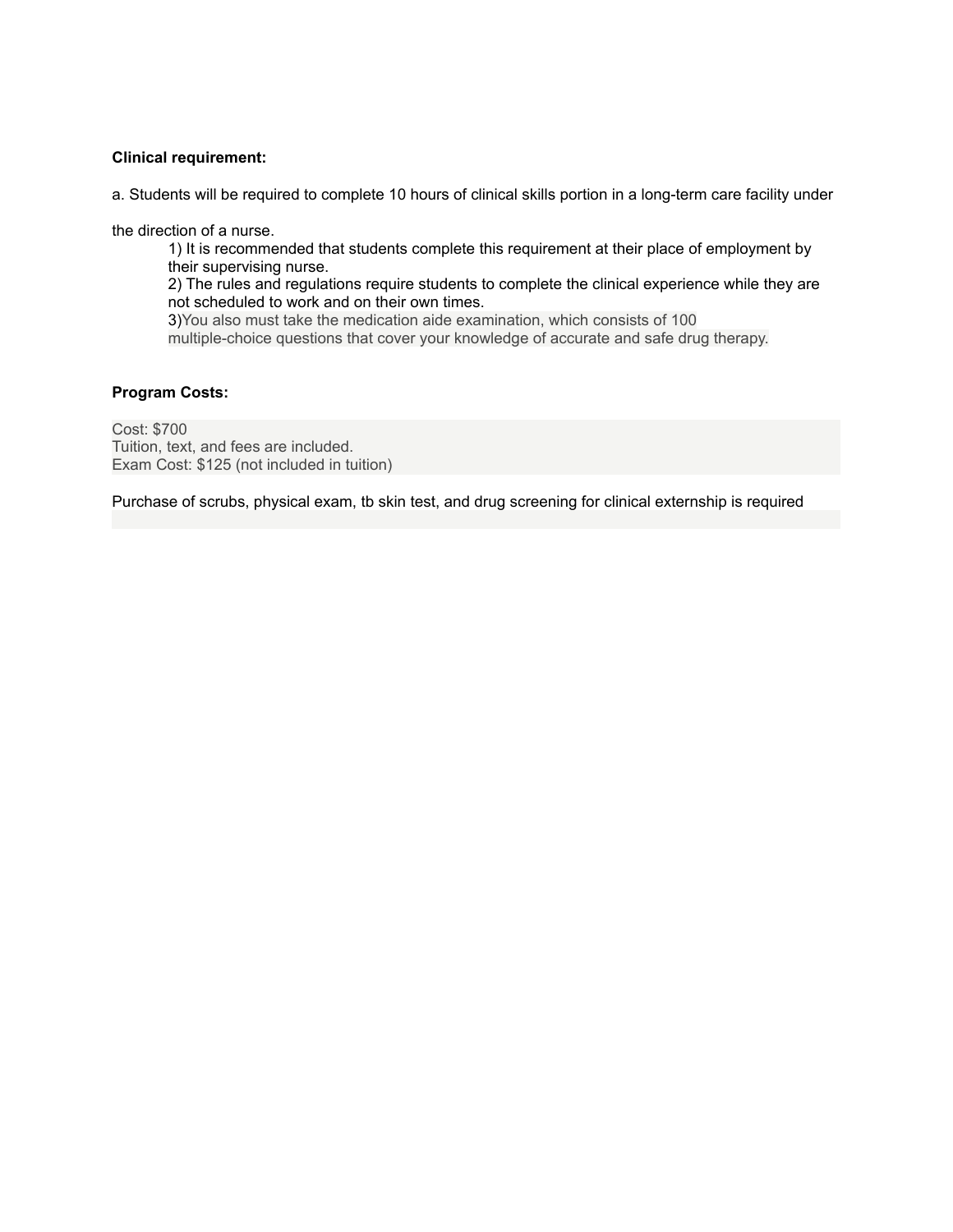**Clinical requirement:**

a. Students will be required to complete 10 hours of clinical skills portion in a long-term care facility under

the direction of a nurse.

1) It is recommended that students complete this requirement at their place of employment by their supervising nurse.
2) The rules and regulations require students to complete the clinical experience while they are not scheduled to work and on their own times.
3)You also must take the medication aide examination, which consists of 100 multiple-choice questions that cover your knowledge of accurate and safe drug therapy.

**Program Costs:**

Cost: $700
Tuition, text, and fees are included.
Exam Cost: $125 (not included in tuition)

Purchase of scrubs, physical exam, tb skin test, and drug screening for clinical externship is required